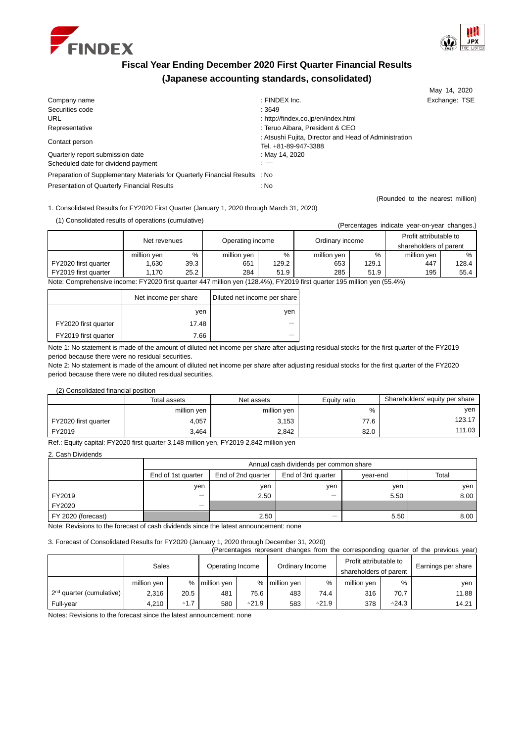# Fiscal Year Ending December 2020 First Quarter Financial Results
## (Japanese accounting standards, consolidated)

May 14, 2020

| | | |
|---|---|---|
| Company name | : FINDEX Inc. | Exchange: TSE |
| Securities code | : 3649 | |
| URL | : http://findex.co.jp/en/index.html | |
| Representative | : Teruo Aibara, President & CEO | |
| Contact person | : Atsushi Fujita, Director and Head of Administration<br>Tel. +81-89-947-3388 | |
| Quarterly report submission date | : May 14, 2020 | |
| Scheduled date for dividend payment | : — | |
| Preparation of Supplementary Materials for Quarterly Financial Results | : No | |
| Presentation of Quarterly Financial Results | : No | |

(Rounded to the nearest million)

1. Consolidated Results for FY2020 First Quarter (January 1, 2020 through March 31, 2020)

(1) Consolidated results of operations (cumulative)

(Percentages indicate year-on-year changes.)

| | Net revenues | | Operating income | | Ordinary income | | Profit attributable to shareholders of parent | |
|---|---|---|---|---|---|---|---|---|
| | million yen | % | million yen | % | million yen | % | million yen | % |
| FY2020 first quarter | 1,630 | 39.3 | 651 | 129.2 | 653 | 129.1 | 447 | 128.4 |
| FY2019 first quarter | 1,170 | 25.2 | 284 | 51.9 | 285 | 51.9 | 195 | 55.4 |

Note: Comprehensive income: FY2020 first quarter 447 million yen (128.4%), FY2019 first quarter 195 million yen (55.4%)

| | Net income per share | Diluted net income per share |
|---|---|---|
| | yen | yen |
| FY2020 first quarter | 17.48 | — |
| FY2019 first quarter | 7.66 | — |

Note 1: No statement is made of the amount of diluted net income per share after adjusting residual stocks for the first quarter of the FY2019 period because there were no residual securities.
Note 2: No statement is made of the amount of diluted net income per share after adjusting residual stocks for the first quarter of the FY2020 period because there were no diluted residual securities.

(2) Consolidated financial position

| | Total assets | Net assets | Equity ratio | Shareholders' equity per share |
|---|---|---|---|---|
| | million yen | million yen | % | yen |
| FY2020 first quarter | 4,057 | 3,153 | 77.6 | 123.17 |
| FY2019 | 3,464 | 2,842 | 82.0 | 111.03 |

Ref.: Equity capital: FY2020 first quarter 3,148 million yen, FY2019 2,842 million yen

2. Cash Dividends

| | Annual cash dividends per common share | | | | |
|---|---|---|---|---|---|
| | End of 1st quarter | End of 2nd quarter | End of 3rd quarter | year-end | Total |
| | yen | yen | yen | yen | yen |
| FY2019 | — | 2.50 | — | 5.50 | 8.00 |
| FY2020 | — | | | | |
| FY 2020 (forecast) | | 2.50 | — | 5.50 | 8.00 |

Note: Revisions to the forecast of cash dividends since the latest announcement: none

3. Forecast of Consolidated Results for FY2020 (January 1, 2020 through December 31, 2020)

(Percentages represent changes from the corresponding quarter of the previous year)

| | Sales | | Operating Income | | Ordinary Income | | Profit attributable to shareholders of parent | | Earnings per share |
|---|---|---|---|---|---|---|---|---|---|
| | million yen | % | million yen | % | million yen | % | million yen | % | yen |
| 2nd quarter (cumulative) | 2,316 | 20.5 | 481 | 75.6 | 483 | 74.4 | 316 | 70.7 | 11.88 |
| Full-year | 4,210 | △1.7 | 580 | △21.9 | 583 | △21.9 | 378 | △24.3 | 14.21 |

Notes: Revisions to the forecast since the latest announcement: none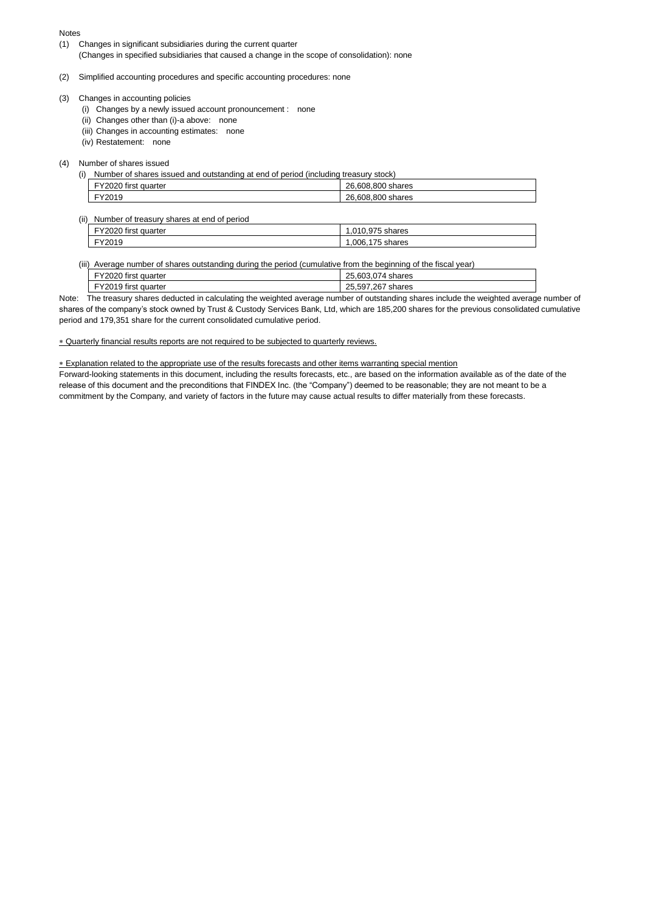Notes

(1) Changes in significant subsidiaries during the current quarter
(Changes in specified subsidiaries that caused a change in the scope of consolidation): none

(2) Simplified accounting procedures and specific accounting procedures: none

(3) Changes in accounting policies
   (i) Changes by a newly issued account pronouncement : none
   (ii) Changes other than (i)-a above: none
   (iii) Changes in accounting estimates: none
   (iv) Restatement: none

(4) Number of shares issued
   (i) Number of shares issued and outstanding at end of period (including treasury stock)

| | |
|---|---|
| FY2020 first quarter | 26,608,800 shares |
| FY2019 | 26,608,800 shares |

   (ii) Number of treasury shares at end of period

| | |
|---|---|
| FY2020 first quarter | 1,010,975 shares |
| FY2019 | 1,006,175 shares |

   (iii) Average number of shares outstanding during the period (cumulative from the beginning of the fiscal year)

| | |
|---|---|
| FY2020 first quarter | 25,603,074 shares |
| FY2019 first quarter | 25,597,267 shares |

Note: The treasury shares deducted in calculating the weighted average number of outstanding shares include the weighted average number of shares of the company's stock owned by Trust & Custody Services Bank, Ltd, which are 185,200 shares for the previous consolidated cumulative period and 179,351 share for the current consolidated cumulative period.

* Quarterly financial results reports are not required to be subjected to quarterly reviews.

* Explanation related to the appropriate use of the results forecasts and other items warranting special mention
Forward-looking statements in this document, including the results forecasts, etc., are based on the information available as of the date of the release of this document and the preconditions that FINDEX Inc. (the "Company") deemed to be reasonable; they are not meant to be a commitment by the Company, and variety of factors in the future may cause actual results to differ materially from these forecasts.